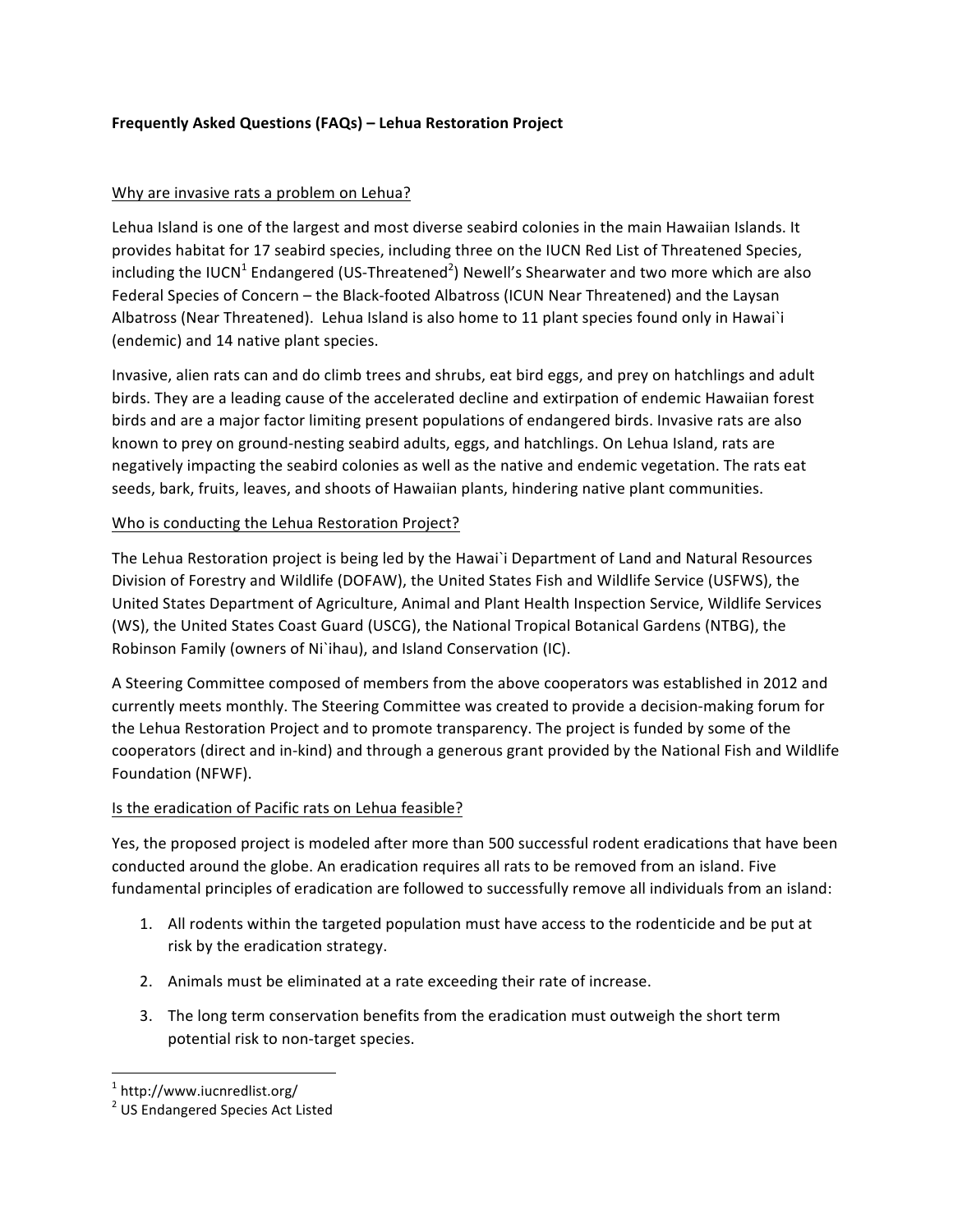**Frequently Asked Questions (FAQs) – Lehua Restoration Project**

Why are invasive rats a problem on Lehua?

Lehua Island is one of the largest and most diverse seabird colonies in the main Hawaiian Islands. It provides habitat for 17 seabird species, including three on the IUCN Red List of Threatened Species, including the IUCN[1] Endangered (US-Threatened[2]) Newell's Shearwater and two more which are also Federal Species of Concern – the Black-footed Albatross (ICUN Near Threatened) and the Laysan Albatross (Near Threatened). Lehua Island is also home to 11 plant species found only in Hawai`i (endemic) and 14 native plant species.

Invasive, alien rats can and do climb trees and shrubs, eat bird eggs, and prey on hatchlings and adult birds. They are a leading cause of the accelerated decline and extirpation of endemic Hawaiian forest birds and are a major factor limiting present populations of endangered birds. Invasive rats are also known to prey on ground-nesting seabird adults, eggs, and hatchlings. On Lehua Island, rats are negatively impacting the seabird colonies as well as the native and endemic vegetation. The rats eat seeds, bark, fruits, leaves, and shoots of Hawaiian plants, hindering native plant communities.

Who is conducting the Lehua Restoration Project?

The Lehua Restoration project is being led by the Hawai`i Department of Land and Natural Resources Division of Forestry and Wildlife (DOFAW), the United States Fish and Wildlife Service (USFWS), the United States Department of Agriculture, Animal and Plant Health Inspection Service, Wildlife Services (WS), the United States Coast Guard (USCG), the National Tropical Botanical Gardens (NTBG), the Robinson Family (owners of Ni`ihau), and Island Conservation (IC).

A Steering Committee composed of members from the above cooperators was established in 2012 and currently meets monthly. The Steering Committee was created to provide a decision-making forum for the Lehua Restoration Project and to promote transparency. The project is funded by some of the cooperators (direct and in-kind) and through a generous grant provided by the National Fish and Wildlife Foundation (NFWF).

Is the eradication of Pacific rats on Lehua feasible?

Yes, the proposed project is modeled after more than 500 successful rodent eradications that have been conducted around the globe. An eradication requires all rats to be removed from an island. Five fundamental principles of eradication are followed to successfully remove all individuals from an island:

1. All rodents within the targeted population must have access to the rodenticide and be put at risk by the eradication strategy.
2. Animals must be eliminated at a rate exceeding their rate of increase.
3. The long term conservation benefits from the eradication must outweigh the short term potential risk to non-target species.

---

[1] http://www.iucnredlist.org/

[2] US Endangered Species Act Listed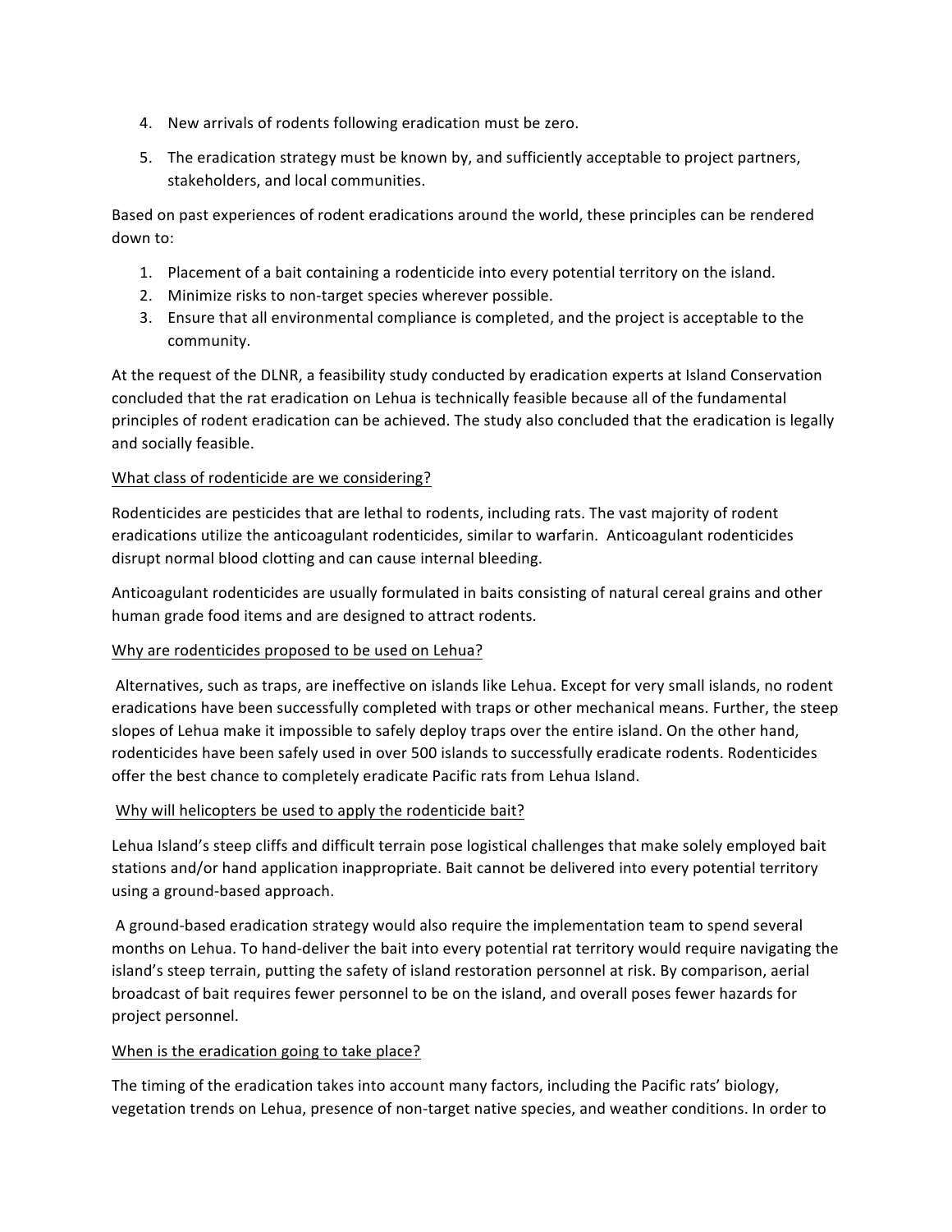4. New arrivals of rodents following eradication must be zero.
5. The eradication strategy must be known by, and sufficiently acceptable to project partners, stakeholders, and local communities.

Based on past experiences of rodent eradications around the world, these principles can be rendered down to:

1. Placement of a bait containing a rodenticide into every potential territory on the island.
2. Minimize risks to non-target species wherever possible.
3. Ensure that all environmental compliance is completed, and the project is acceptable to the community.

At the request of the DLNR, a feasibility study conducted by eradication experts at Island Conservation concluded that the rat eradication on Lehua is technically feasible because all of the fundamental principles of rodent eradication can be achieved. The study also concluded that the eradication is legally and socially feasible.

<u>What class of rodenticide are we considering?</u>

Rodenticides are pesticides that are lethal to rodents, including rats. The vast majority of rodent eradications utilize the anticoagulant rodenticides, similar to warfarin. Anticoagulant rodenticides disrupt normal blood clotting and can cause internal bleeding.

Anticoagulant rodenticides are usually formulated in baits consisting of natural cereal grains and other human grade food items and are designed to attract rodents.

<u>Why are rodenticides proposed to be used on Lehua?</u>

Alternatives, such as traps, are ineffective on islands like Lehua. Except for very small islands, no rodent eradications have been successfully completed with traps or other mechanical means. Further, the steep slopes of Lehua make it impossible to safely deploy traps over the entire island. On the other hand, rodenticides have been safely used in over 500 islands to successfully eradicate rodents. Rodenticides offer the best chance to completely eradicate Pacific rats from Lehua Island.

<u>Why will helicopters be used to apply the rodenticide bait?</u>

Lehua Island's steep cliffs and difficult terrain pose logistical challenges that make solely employed bait stations and/or hand application inappropriate. Bait cannot be delivered into every potential territory using a ground-based approach.

A ground-based eradication strategy would also require the implementation team to spend several months on Lehua. To hand-deliver the bait into every potential rat territory would require navigating the island's steep terrain, putting the safety of island restoration personnel at risk. By comparison, aerial broadcast of bait requires fewer personnel to be on the island, and overall poses fewer hazards for project personnel.

<u>When is the eradication going to take place?</u>

The timing of the eradication takes into account many factors, including the Pacific rats' biology, vegetation trends on Lehua, presence of non-target native species, and weather conditions. In order to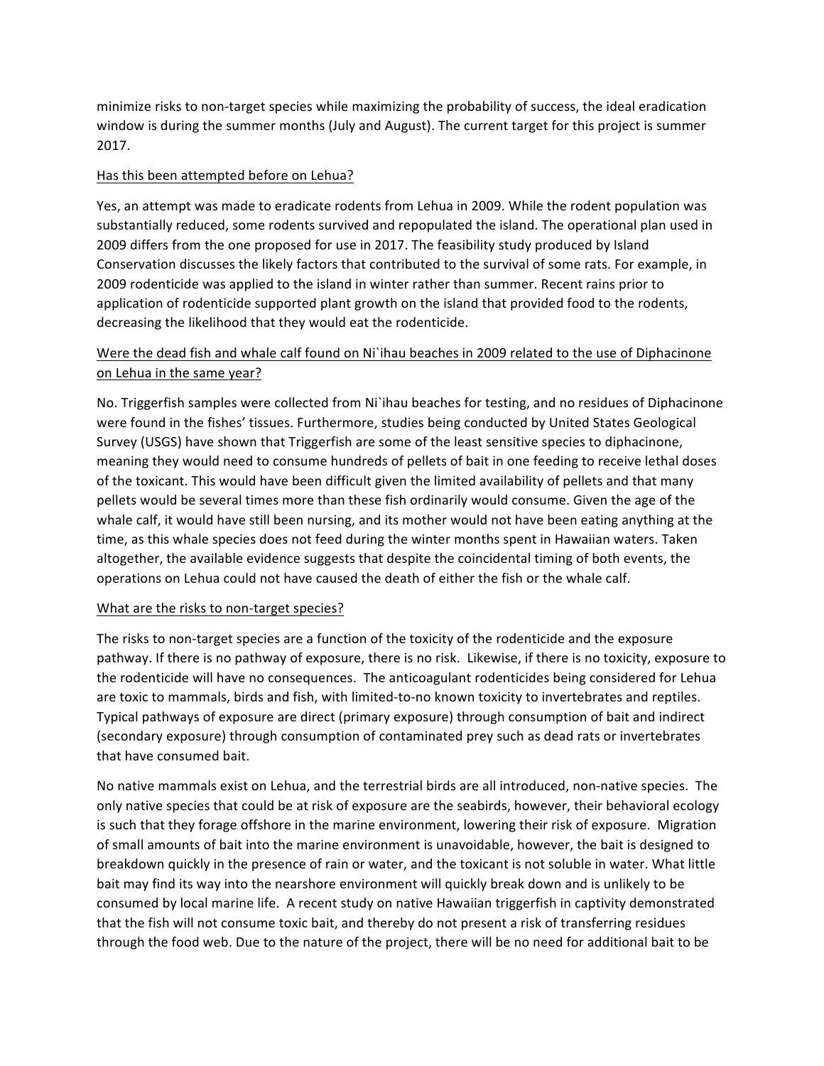minimize risks to non-target species while maximizing the probability of success, the ideal eradication window is during the summer months (July and August). The current target for this project is summer 2017.

<u>Has this been attempted before on Lehua?</u>

Yes, an attempt was made to eradicate rodents from Lehua in 2009. While the rodent population was substantially reduced, some rodents survived and repopulated the island. The operational plan used in 2009 differs from the one proposed for use in 2017. The feasibility study produced by Island Conservation discusses the likely factors that contributed to the survival of some rats. For example, in 2009 rodenticide was applied to the island in winter rather than summer. Recent rains prior to application of rodenticide supported plant growth on the island that provided food to the rodents, decreasing the likelihood that they would eat the rodenticide.

<u>Were the dead fish and whale calf found on Ni`ihau beaches in 2009 related to the use of Diphacinone on Lehua in the same year?</u>

No. Triggerfish samples were collected from Ni`ihau beaches for testing, and no residues of Diphacinone were found in the fishes' tissues. Furthermore, studies being conducted by United States Geological Survey (USGS) have shown that Triggerfish are some of the least sensitive species to diphacinone, meaning they would need to consume hundreds of pellets of bait in one feeding to receive lethal doses of the toxicant. This would have been difficult given the limited availability of pellets and that many pellets would be several times more than these fish ordinarily would consume. Given the age of the whale calf, it would have still been nursing, and its mother would not have been eating anything at the time, as this whale species does not feed during the winter months spent in Hawaiian waters. Taken altogether, the available evidence suggests that despite the coincidental timing of both events, the operations on Lehua could not have caused the death of either the fish or the whale calf.

<u>What are the risks to non-target species?</u>

The risks to non-target species are a function of the toxicity of the rodenticide and the exposure pathway. If there is no pathway of exposure, there is no risk. Likewise, if there is no toxicity, exposure to the rodenticide will have no consequences. The anticoagulant rodenticides being considered for Lehua are toxic to mammals, birds and fish, with limited-to-no known toxicity to invertebrates and reptiles. Typical pathways of exposure are direct (primary exposure) through consumption of bait and indirect (secondary exposure) through consumption of contaminated prey such as dead rats or invertebrates that have consumed bait.

No native mammals exist on Lehua, and the terrestrial birds are all introduced, non-native species. The only native species that could be at risk of exposure are the seabirds, however, their behavioral ecology is such that they forage offshore in the marine environment, lowering their risk of exposure. Migration of small amounts of bait into the marine environment is unavoidable, however, the bait is designed to breakdown quickly in the presence of rain or water, and the toxicant is not soluble in water. What little bait may find its way into the nearshore environment will quickly break down and is unlikely to be consumed by local marine life. A recent study on native Hawaiian triggerfish in captivity demonstrated that the fish will not consume toxic bait, and thereby do not present a risk of transferring residues through the food web. Due to the nature of the project, there will be no need for additional bait to be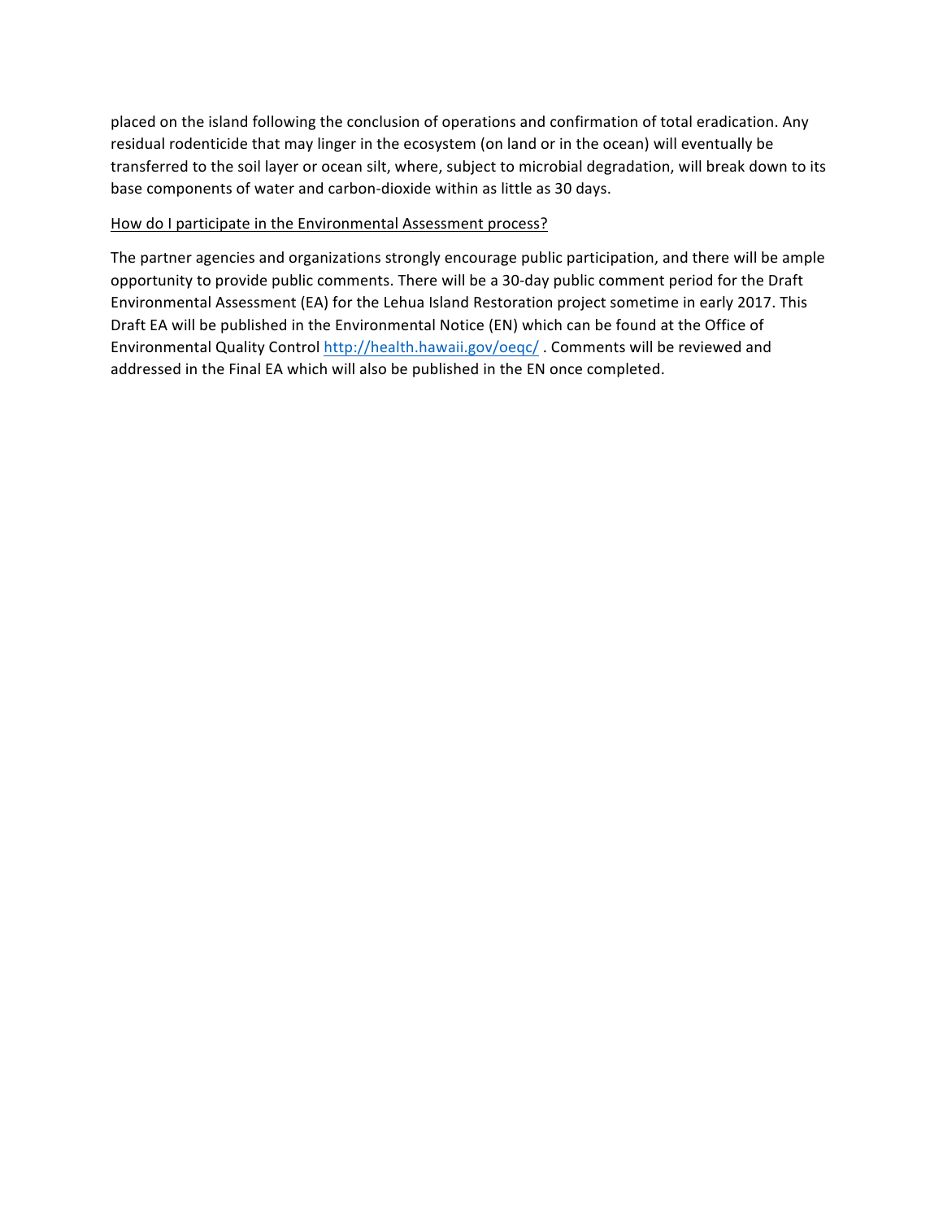placed on the island following the conclusion of operations and confirmation of total eradication. Any residual rodenticide that may linger in the ecosystem (on land or in the ocean) will eventually be transferred to the soil layer or ocean silt, where, subject to microbial degradation, will break down to its base components of water and carbon-dioxide within as little as 30 days.

How do I participate in the Environmental Assessment process?

The partner agencies and organizations strongly encourage public participation, and there will be ample opportunity to provide public comments. There will be a 30-day public comment period for the Draft Environmental Assessment (EA) for the Lehua Island Restoration project sometime in early 2017. This Draft EA will be published in the Environmental Notice (EN) which can be found at the Office of Environmental Quality Control http://health.hawaii.gov/oeqc/ . Comments will be reviewed and addressed in the Final EA which will also be published in the EN once completed.